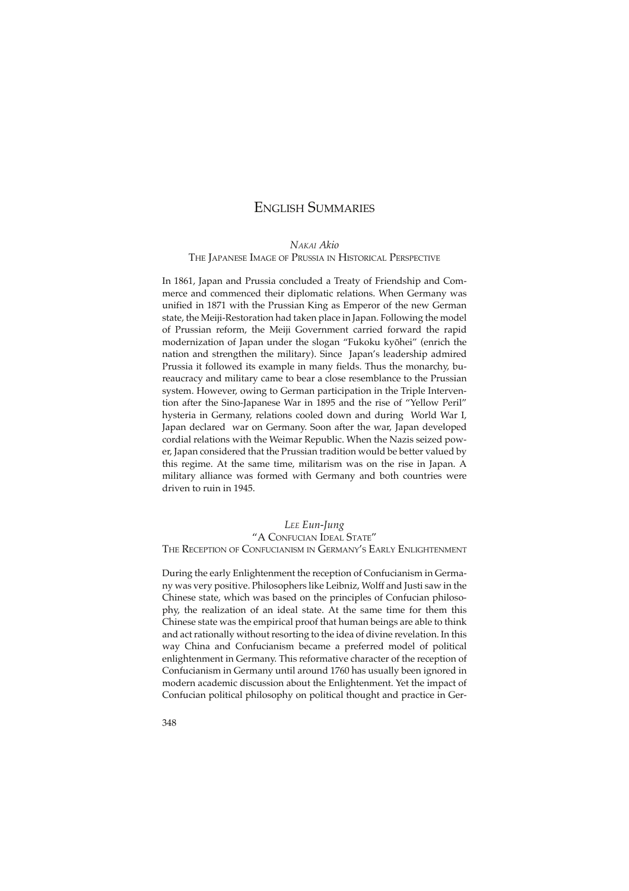# English Summaries

## *Nakai Akio*
### The Japanese Image of Prussia in Historical Perspective

In 1861, Japan and Prussia concluded a Treaty of Friendship and Commerce and commenced their diplomatic relations. When Germany was unified in 1871 with the Prussian King as Emperor of the new German state, the Meiji-Restoration had taken place in Japan. Following the model of Prussian reform, the Meiji Government carried forward the rapid modernization of Japan under the slogan "Fukoku kyōhei" (enrich the nation and strengthen the military). Since Japan's leadership admired Prussia it followed its example in many fields. Thus the monarchy, bureaucracy and military came to bear a close resemblance to the Prussian system. However, owing to German participation in the Triple Intervention after the Sino-Japanese War in 1895 and the rise of "Yellow Peril" hysteria in Germany, relations cooled down and during World War I, Japan declared war on Germany. Soon after the war, Japan developed cordial relations with the Weimar Republic. When the Nazis seized power, Japan considered that the Prussian tradition would be better valued by this regime. At the same time, militarism was on the rise in Japan. A military alliance was formed with Germany and both countries were driven to ruin in 1945.

## *Lee Eun-Jung*
### "A Confucian Ideal State"
### The Reception of Confucianism in Germany's Early Enlightenment

During the early Enlightenment the reception of Confucianism in Germany was very positive. Philosophers like Leibniz, Wolff and Justi saw in the Chinese state, which was based on the principles of Confucian philosophy, the realization of an ideal state. At the same time for them this Chinese state was the empirical proof that human beings are able to think and act rationally without resorting to the idea of divine revelation. In this way China and Confucianism became a preferred model of political enlightenment in Germany. This reformative character of the reception of Confucianism in Germany until around 1760 has usually been ignored in modern academic discussion about the Enlightenment. Yet the impact of Confucian political philosophy on political thought and practice in Ger-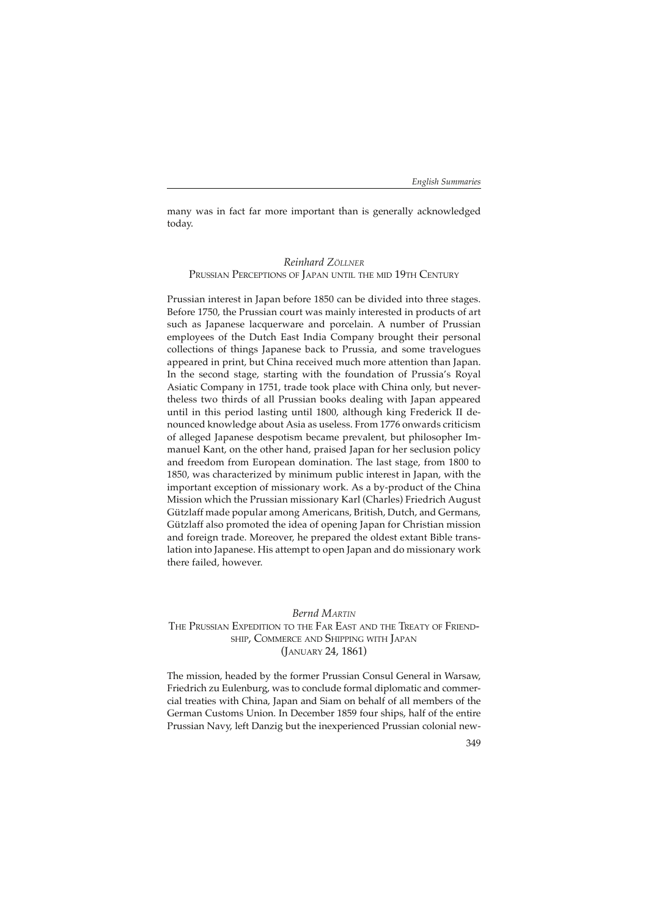many was in fact far more important than is generally acknowledged today.

### *Reinhard Zöllner*
### Prussian Perceptions of Japan until the mid 19th Century

Prussian interest in Japan before 1850 can be divided into three stages. Before 1750, the Prussian court was mainly interested in products of art such as Japanese lacquerware and porcelain. A number of Prussian employees of the Dutch East India Company brought their personal collections of things Japanese back to Prussia, and some travelogues appeared in print, but China received much more attention than Japan. In the second stage, starting with the foundation of Prussia's Royal Asiatic Company in 1751, trade took place with China only, but nevertheless two thirds of all Prussian books dealing with Japan appeared until in this period lasting until 1800, although king Frederick II denounced knowledge about Asia as useless. From 1776 onwards criticism of alleged Japanese despotism became prevalent, but philosopher Immanuel Kant, on the other hand, praised Japan for her seclusion policy and freedom from European domination. The last stage, from 1800 to 1850, was characterized by minimum public interest in Japan, with the important exception of missionary work. As a by-product of the China Mission which the Prussian missionary Karl (Charles) Friedrich August Gützlaff made popular among Americans, British, Dutch, and Germans, Gützlaff also promoted the idea of opening Japan for Christian mission and foreign trade. Moreover, he prepared the oldest extant Bible translation into Japanese. His attempt to open Japan and do missionary work there failed, however.

### *Bernd Martin*
### The Prussian Expedition to the Far East and the Treaty of Friendship, Commerce and Shipping with Japan (January 24, 1861)

The mission, headed by the former Prussian Consul General in Warsaw, Friedrich zu Eulenburg, was to conclude formal diplomatic and commercial treaties with China, Japan and Siam on behalf of all members of the German Customs Union. In December 1859 four ships, half of the entire Prussian Navy, left Danzig but the inexperienced Prussian colonial new-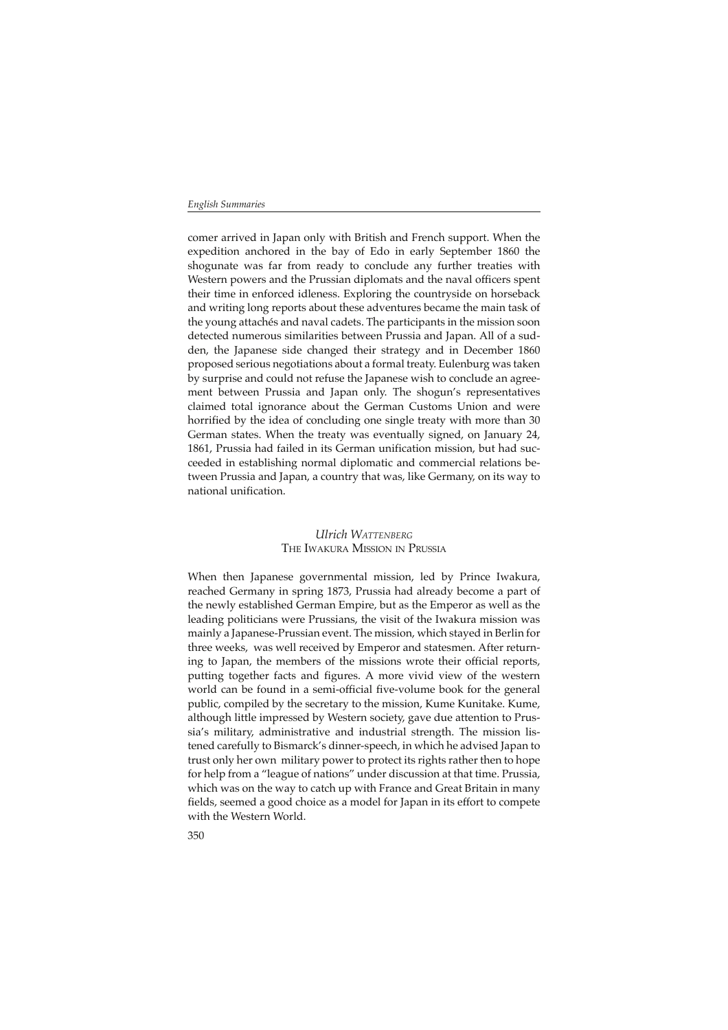comer arrived in Japan only with British and French support. When the expedition anchored in the bay of Edo in early September 1860 the shogunate was far from ready to conclude any further treaties with Western powers and the Prussian diplomats and the naval officers spent their time in enforced idleness. Exploring the countryside on horseback and writing long reports about these adventures became the main task of the young attachés and naval cadets. The participants in the mission soon detected numerous similarities between Prussia and Japan. All of a sudden, the Japanese side changed their strategy and in December 1860 proposed serious negotiations about a formal treaty. Eulenburg was taken by surprise and could not refuse the Japanese wish to conclude an agreement between Prussia and Japan only. The shogun's representatives claimed total ignorance about the German Customs Union and were horrified by the idea of concluding one single treaty with more than 30 German states. When the treaty was eventually signed, on January 24, 1861, Prussia had failed in its German unification mission, but had succeeded in establishing normal diplomatic and commercial relations between Prussia and Japan, a country that was, like Germany, on its way to national unification.

### *Ulrich Wattenberg*
### The Iwakura Mission in Prussia

When then Japanese governmental mission, led by Prince Iwakura, reached Germany in spring 1873, Prussia had already become a part of the newly established German Empire, but as the Emperor as well as the leading politicians were Prussians, the visit of the Iwakura mission was mainly a Japanese-Prussian event. The mission, which stayed in Berlin for three weeks, was well received by Emperor and statesmen. After returning to Japan, the members of the missions wrote their official reports, putting together facts and figures. A more vivid view of the western world can be found in a semi-official five-volume book for the general public, compiled by the secretary to the mission, Kume Kunitake. Kume, although little impressed by Western society, gave due attention to Prussia's military, administrative and industrial strength. The mission listened carefully to Bismarck's dinner-speech, in which he advised Japan to trust only her own military power to protect its rights rather then to hope for help from a "league of nations" under discussion at that time. Prussia, which was on the way to catch up with France and Great Britain in many fields, seemed a good choice as a model for Japan in its effort to compete with the Western World.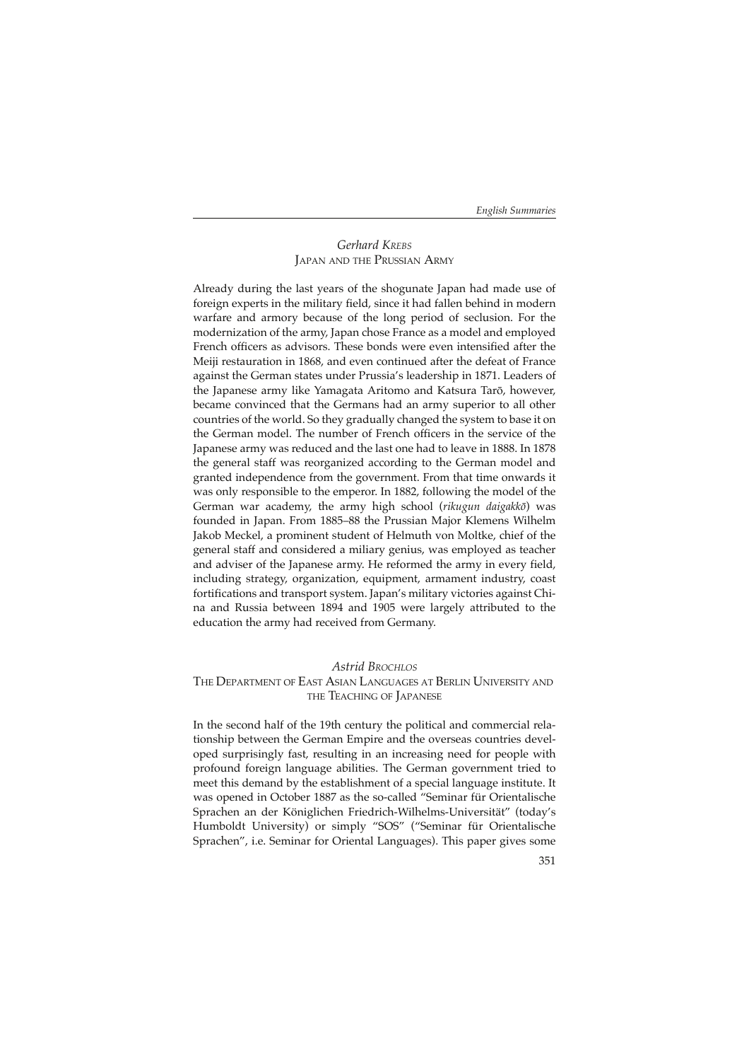## *Gerhard Krebs*
## Japan and the Prussian Army

Already during the last years of the shogunate Japan had made use of foreign experts in the military field, since it had fallen behind in modern warfare and armory because of the long period of seclusion. For the modernization of the army, Japan chose France as a model and employed French officers as advisors. These bonds were even intensified after the Meiji restauration in 1868, and even continued after the defeat of France against the German states under Prussia's leadership in 1871. Leaders of the Japanese army like Yamagata Aritomo and Katsura Tarō, however, became convinced that the Germans had an army superior to all other countries of the world. So they gradually changed the system to base it on the German model. The number of French officers in the service of the Japanese army was reduced and the last one had to leave in 1888. In 1878 the general staff was reorganized according to the German model and granted independence from the government. From that time onwards it was only responsible to the emperor. In 1882, following the model of the German war academy, the army high school (*rikugun daigakkō*) was founded in Japan. From 1885–88 the Prussian Major Klemens Wilhelm Jakob Meckel, a prominent student of Helmuth von Moltke, chief of the general staff and considered a miliary genius, was employed as teacher and adviser of the Japanese army. He reformed the army in every field, including strategy, organization, equipment, armament industry, coast fortifications and transport system. Japan's military victories against China and Russia between 1894 and 1905 were largely attributed to the education the army had received from Germany.

## *Astrid Brochlos*
## The Department of East Asian Languages at Berlin University and the Teaching of Japanese

In the second half of the 19th century the political and commercial relationship between the German Empire and the overseas countries developed surprisingly fast, resulting in an increasing need for people with profound foreign language abilities. The German government tried to meet this demand by the establishment of a special language institute. It was opened in October 1887 as the so-called "Seminar für Orientalische Sprachen an der Königlichen Friedrich-Wilhelms-Universität" (today's Humboldt University) or simply "SOS" ("Seminar für Orientalische Sprachen", i.e. Seminar for Oriental Languages). This paper gives some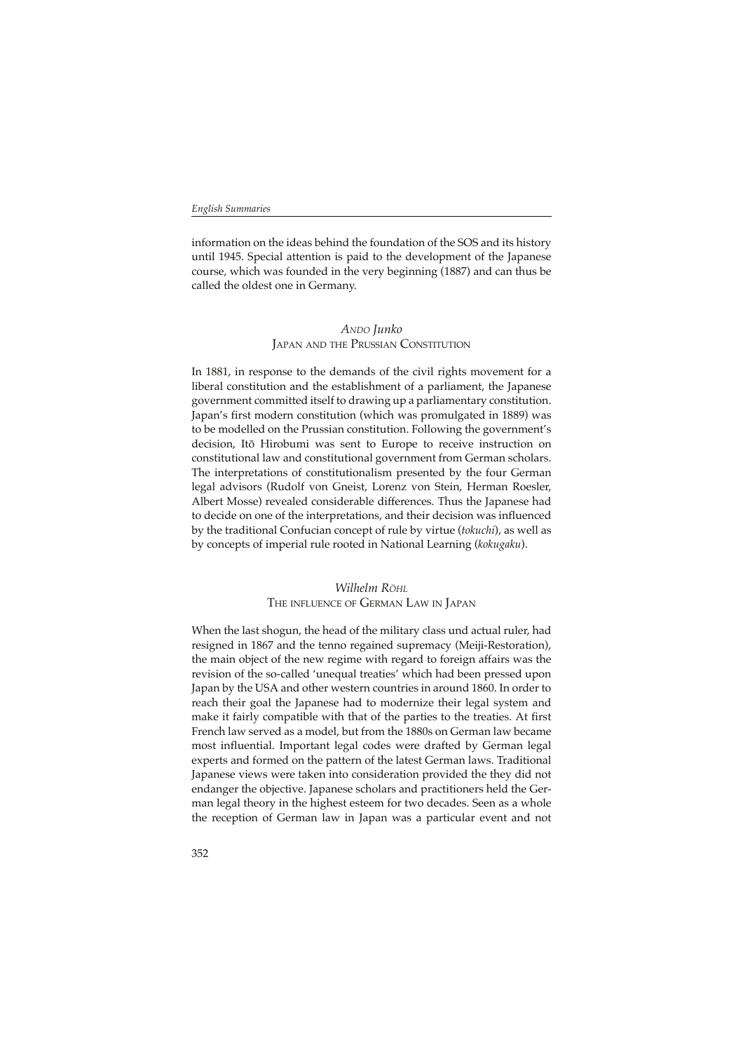information on the ideas behind the foundation of the SOS and its history until 1945. Special attention is paid to the development of the Japanese course, which was founded in the very beginning (1887) and can thus be called the oldest one in Germany.

### *ANDO Junko*
### JAPAN AND THE PRUSSIAN CONSTITUTION

In 1881, in response to the demands of the civil rights movement for a liberal constitution and the establishment of a parliament, the Japanese government committed itself to drawing up a parliamentary constitution. Japan's first modern constitution (which was promulgated in 1889) was to be modelled on the Prussian constitution. Following the government's decision, Itō Hirobumi was sent to Europe to receive instruction on constitutional law and constitutional government from German scholars. The interpretations of constitutionalism presented by the four German legal advisors (Rudolf von Gneist, Lorenz von Stein, Herman Roesler, Albert Mosse) revealed considerable differences. Thus the Japanese had to decide on one of the interpretations, and their decision was influenced by the traditional Confucian concept of rule by virtue (*tokuchi*), as well as by concepts of imperial rule rooted in National Learning (*kokugaku*).

### *Wilhelm RÖHL*
### THE INFLUENCE OF GERMAN LAW IN JAPAN

When the last shogun, the head of the military class und actual ruler, had resigned in 1867 and the tenno regained supremacy (Meiji-Restoration), the main object of the new regime with regard to foreign affairs was the revision of the so-called 'unequal treaties' which had been pressed upon Japan by the USA and other western countries in around 1860. In order to reach their goal the Japanese had to modernize their legal system and make it fairly compatible with that of the parties to the treaties. At first French law served as a model, but from the 1880s on German law became most influential. Important legal codes were drafted by German legal experts and formed on the pattern of the latest German laws. Traditional Japanese views were taken into consideration provided the they did not endanger the objective. Japanese scholars and practitioners held the German legal theory in the highest esteem for two decades. Seen as a whole the reception of German law in Japan was a particular event and not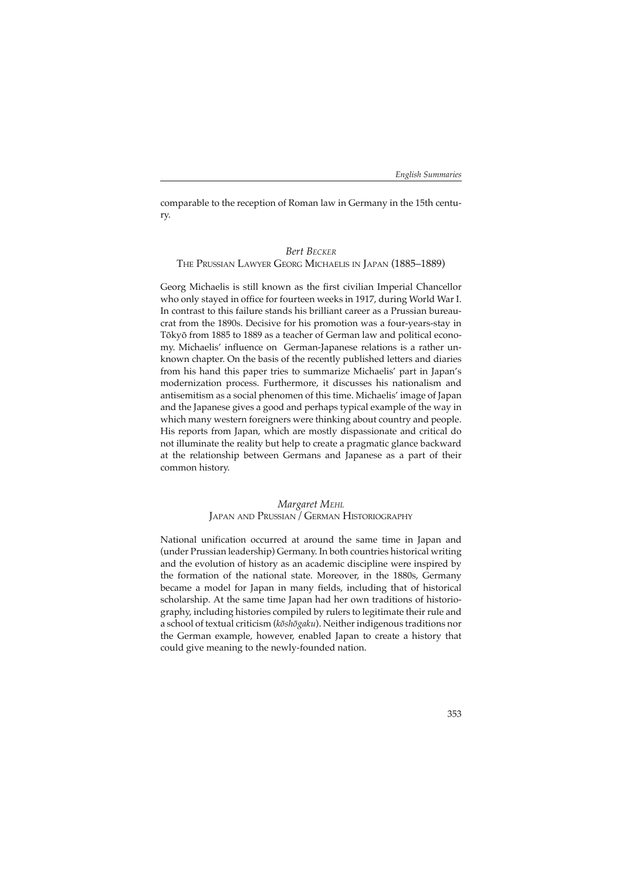comparable to the reception of Roman law in Germany in the 15th century.

### *Bert Becker*
### The Prussian Lawyer Georg Michaelis in Japan (1885–1889)

Georg Michaelis is still known as the first civilian Imperial Chancellor who only stayed in office for fourteen weeks in 1917, during World War I. In contrast to this failure stands his brilliant career as a Prussian bureaucrat from the 1890s. Decisive for his promotion was a four-years-stay in Tōkyō from 1885 to 1889 as a teacher of German law and political economy. Michaelis' influence on German-Japanese relations is a rather unknown chapter. On the basis of the recently published letters and diaries from his hand this paper tries to summarize Michaelis' part in Japan's modernization process. Furthermore, it discusses his nationalism and antisemitism as a social phenomenon of this time. Michaelis' image of Japan and the Japanese gives a good and perhaps typical example of the way in which many western foreigners were thinking about country and people. His reports from Japan, which are mostly dispassionate and critical do not illuminate the reality but help to create a pragmatic glance backward at the relationship between Germans and Japanese as a part of their common history.

### *Margaret Mehl*
### Japan and Prussian / German Historiography

National unification occurred at around the same time in Japan and (under Prussian leadership) Germany. In both countries historical writing and the evolution of history as an academic discipline were inspired by the formation of the national state. Moreover, in the 1880s, Germany became a model for Japan in many fields, including that of historical scholarship. At the same time Japan had her own traditions of historiography, including histories compiled by rulers to legitimate their rule and a school of textual criticism (*kōshōgaku*). Neither indigenous traditions nor the German example, however, enabled Japan to create a history that could give meaning to the newly-founded nation.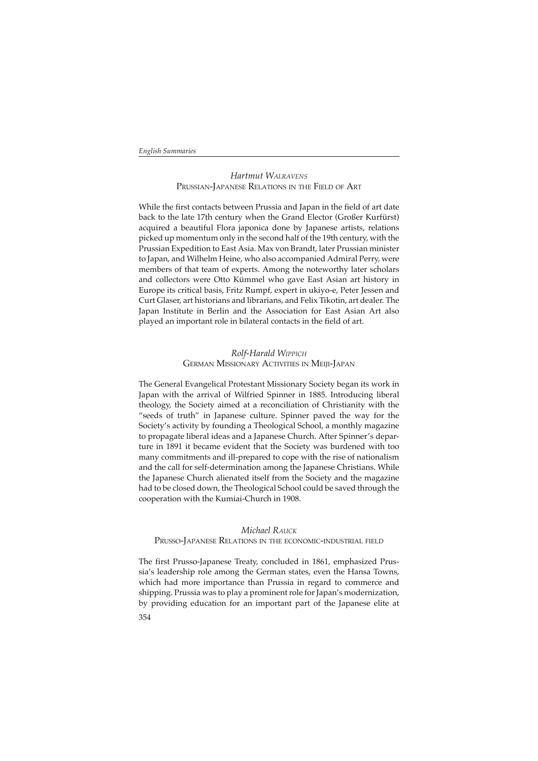### *Hartmut* Walravens

### Prussian-Japanese Relations in the Field of Art

While the first contacts between Prussia and Japan in the field of art date back to the late 17th century when the Grand Elector (Großer Kurfürst) acquired a beautiful Flora japonica done by Japanese artists, relations picked up momentum only in the second half of the 19th century, with the Prussian Expedition to East Asia. Max von Brandt, later Prussian minister to Japan, and Wilhelm Heine, who also accompanied Admiral Perry, were members of that team of experts. Among the noteworthy later scholars and collectors were Otto Kümmel who gave East Asian art history in Europe its critical basis, Fritz Rumpf, expert in ukiyo-e, Peter Jessen and Curt Glaser, art historians and librarians, and Felix Tikotin, art dealer. The Japan Institute in Berlin and the Association for East Asian Art also played an important role in bilateral contacts in the field of art.

### *Rolf-Harald* Wippich

### German Missionary Activities in Meiji-Japan

The General Evangelical Protestant Missionary Society began its work in Japan with the arrival of Wilfried Spinner in 1885. Introducing liberal theology, the Society aimed at a reconciliation of Christianity with the "seeds of truth" in Japanese culture. Spinner paved the way for the Society's activity by founding a Theological School, a monthly magazine to propagate liberal ideas and a Japanese Church. After Spinner's departure in 1891 it became evident that the Society was burdened with too many commitments and ill-prepared to cope with the rise of nationalism and the call for self-determination among the Japanese Christians. While the Japanese Church alienated itself from the Society and the magazine had to be closed down, the Theological School could be saved through the cooperation with the Kumiai-Church in 1908.

### *Michael* Rauck

### Prusso-Japanese Relations in the economic-industrial field

The first Prusso-Japanese Treaty, concluded in 1861, emphasized Prussia's leadership role among the German states, even the Hansa Towns, which had more importance than Prussia in regard to commerce and shipping. Prussia was to play a prominent role for Japan's modernization, by providing education for an important part of the Japanese elite at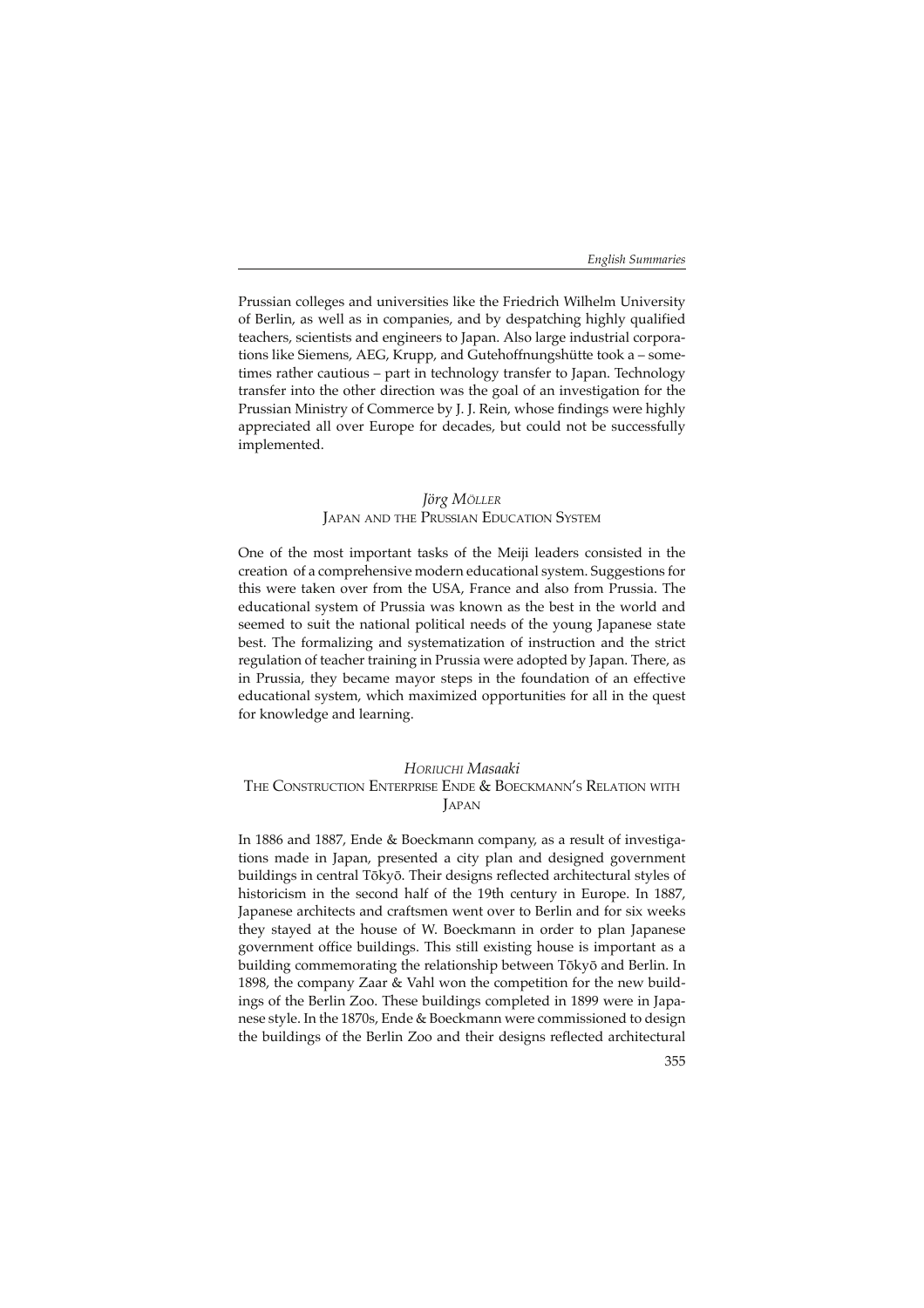Prussian colleges and universities like the Friedrich Wilhelm University of Berlin, as well as in companies, and by despatching highly qualified teachers, scientists and engineers to Japan. Also large industrial corporations like Siemens, AEG, Krupp, and Gutehoffnungshütte took a – sometimes rather cautious – part in technology transfer to Japan. Technology transfer into the other direction was the goal of an investigation for the Prussian Ministry of Commerce by J. J. Rein, whose findings were highly appreciated all over Europe for decades, but could not be successfully implemented.

## *Jörg Möller*
## Japan and the Prussian Education System

One of the most important tasks of the Meiji leaders consisted in the creation of a comprehensive modern educational system. Suggestions for this were taken over from the USA, France and also from Prussia. The educational system of Prussia was known as the best in the world and seemed to suit the national political needs of the young Japanese state best. The formalizing and systematization of instruction and the strict regulation of teacher training in Prussia were adopted by Japan. There, as in Prussia, they became mayor steps in the foundation of an effective educational system, which maximized opportunities for all in the quest for knowledge and learning.

## *Horiuchi Masaaki*
## The Construction Enterprise Ende & Boeckmann's Relation with Japan

In 1886 and 1887, Ende & Boeckmann company, as a result of investigations made in Japan, presented a city plan and designed government buildings in central Tōkyō. Their designs reflected architectural styles of historicism in the second half of the 19th century in Europe. In 1887, Japanese architects and craftsmen went over to Berlin and for six weeks they stayed at the house of W. Boeckmann in order to plan Japanese government office buildings. This still existing house is important as a building commemorating the relationship between Tōkyō and Berlin. In 1898, the company Zaar & Vahl won the competition for the new buildings of the Berlin Zoo. These buildings completed in 1899 were in Japanese style. In the 1870s, Ende & Boeckmann were commissioned to design the buildings of the Berlin Zoo and their designs reflected architectural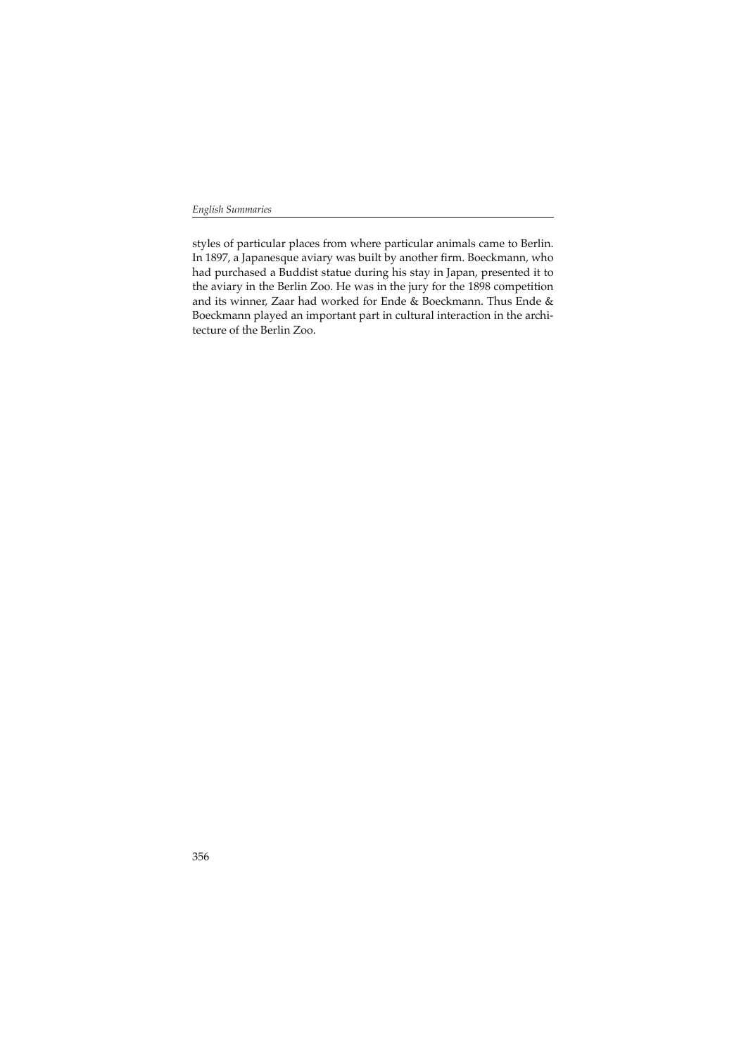styles of particular places from where particular animals came to Berlin. In 1897, a Japanesque aviary was built by another firm. Boeckmann, who had purchased a Buddist statue during his stay in Japan, presented it to the aviary in the Berlin Zoo. He was in the jury for the 1898 competition and its winner, Zaar had worked for Ende & Boeckmann. Thus Ende & Boeckmann played an important part in cultural interaction in the architecture of the Berlin Zoo.